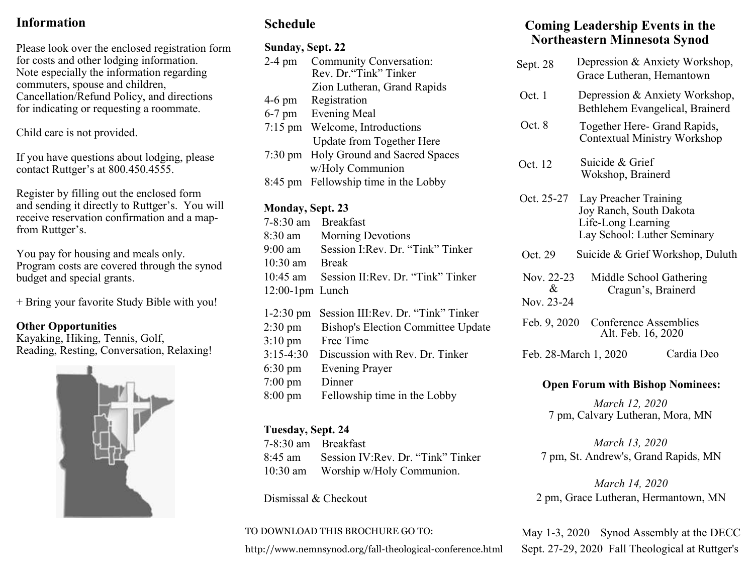## Information

Please look over the enclosed registration form for costs and other lodging information. Note especially the information regarding commuters, spouse and children, Cancellation/Refund Policy, and directions for indicating or requesting a roommate.

Child care is not provided.

If you have questions about lodging, please contact Ruttger's at 800.450.4555.

Register by filling out the enclosed form and sending it directly to Ruttger's. You will receive reservation confirmation and a map- from Ruttger's.

You pay for housing and meals only. Program costs are covered through the synod budget and special grants.

+ Bring your favorite Study Bible with you!

**Other Opportunities**
Kayaking, Hiking, Tennis, Golf,
Reading, Resting, Conversation, Relaxing!

## Schedule

**Sunday, Sept. 22**

2-4 pm Community Conversation: Rev. Dr."Tink" Tinker Zion Lutheran, Grand Rapids
4-6 pm Registration
6-7 pm Evening Meal
7:15 pm Welcome, Introductions Update from Together Here
7:30 pm Holy Ground and Sacred Spaces w/Holy Communion
8:45 pm Fellowship time in the Lobby

**Monday, Sept. 23**

7-8:30 am Breakfast
8:30 am Morning Devotions
9:00 am Session I:Rev. Dr. "Tink" Tinker
10:30 am Break
10:45 am Session II:Rev. Dr. "Tink" Tinker
12:00-1pm Lunch

1-2:30 pm Session III:Rev. Dr. "Tink" Tinker
2:30 pm Bishop's Election Committee Update
3:10 pm Free Time
3:15-4:30 Discussion with Rev. Dr. Tinker
6:30 pm Evening Prayer
7:00 pm Dinner
8:00 pm Fellowship time in the Lobby

**Tuesday, Sept. 24**

7-8:30 am Breakfast
8:45 am Session IV:Rev. Dr. "Tink" Tinker
10:30 am Worship w/Holy Communion.

Dismissal & Checkout

TO DOWNLOAD THIS BROCHURE GO TO:

http://www.nemnsynod.org/fall-theological-conference.html

## Coming Leadership Events in the Northeastern Minnesota Synod

Sept. 28 Depression & Anxiety Workshop, Grace Lutheran, Hemantown

Oct. 1 Depression & Anxiety Workshop, Bethlehem Evangelical, Brainerd

Oct. 8 Together Here- Grand Rapids, Contextual Ministry Workshop

Oct. 12 Suicide & Grief Wokshop, Brainerd

Oct. 25-27 Lay Preacher Training Joy Ranch, South Dakota Life-Long Learning Lay School: Luther Seminary

Oct. 29 Suicide & Grief Workshop, Duluth

Nov. 22-23 & Nov. 23-24 Middle School Gathering Cragun's, Brainerd

Feb. 9, 2020 Conference Assemblies Alt. Feb. 16, 2020

Feb. 28-March 1, 2020 Cardia Deo

**Open Forum with Bishop Nominees:**

*March 12, 2020*
7 pm, Calvary Lutheran, Mora, MN

*March 13, 2020*
7 pm, St. Andrew's, Grand Rapids, MN

*March 14, 2020*
2 pm, Grace Lutheran, Hermantown, MN

May 1-3, 2020 Synod Assembly at the DECC
Sept. 27-29, 2020 Fall Theological at Ruttger's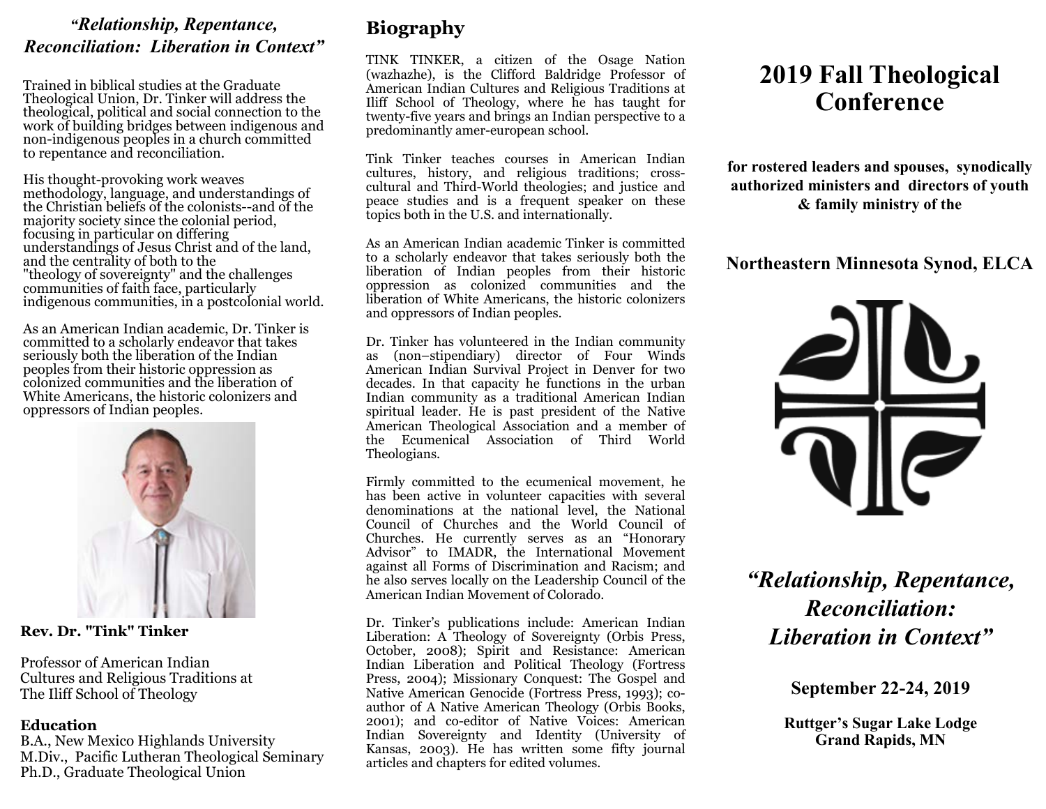## *"Relationship, Repentance, Reconciliation: Liberation in Context"*

Trained in biblical studies at the Graduate Theological Union, Dr. Tinker will address the theological, political and social connection to the work of building bridges between indigenous and non-indigenous peoples in a church committed to repentance and reconciliation.

His thought-provoking work weaves methodology, language, and understandings of the Christian beliefs of the colonists--and of the majority society since the colonial period, focusing in particular on differing understandings of Jesus Christ and of the land, and the centrality of both to the "theology of sovereignty" and the challenges communities of faith face, particularly indigenous communities, in a postcolonial world.

As an American Indian academic, Dr. Tinker is committed to a scholarly endeavor that takes seriously both the liberation of the Indian peoples from their historic oppression as colonized communities and the liberation of White Americans, the historic colonizers and oppressors of Indian peoples.

**Rev. Dr. "Tink" Tinker**

Professor of American Indian Cultures and Religious Traditions at The Iliff School of Theology

**Education**

B.A., New Mexico Highlands University
M.Div., Pacific Lutheran Theological Seminary
Ph.D., Graduate Theological Union

## Biography

TINK TINKER, a citizen of the Osage Nation (wazhazhe), is the Clifford Baldridge Professor of American Indian Cultures and Religious Traditions at Iliff School of Theology, where he has taught for twenty-five years and brings an Indian perspective to a predominantly amer-european school.

Tink Tinker teaches courses in American Indian cultures, history, and religious traditions; cross-cultural and Third-World theologies; and justice and peace studies and is a frequent speaker on these topics both in the U.S. and internationally.

As an American Indian academic Tinker is committed to a scholarly endeavor that takes seriously both the liberation of Indian peoples from their historic oppression as colonized communities and the liberation of White Americans, the historic colonizers and oppressors of Indian peoples.

Dr. Tinker has volunteered in the Indian community as (non–stipendiary) director of Four Winds American Indian Survival Project in Denver for two decades. In that capacity he functions in the urban Indian community as a traditional American Indian spiritual leader. He is past president of the Native American Theological Association and a member of the Ecumenical Association of Third World Theologians.

Firmly committed to the ecumenical movement, he has been active in volunteer capacities with several denominations at the national level, the National Council of Churches and the World Council of Churches. He currently serves as an "Honorary Advisor" to IMADR, the International Movement against all Forms of Discrimination and Racism; and he also serves locally on the Leadership Council of the American Indian Movement of Colorado.

Dr. Tinker's publications include: American Indian Liberation: A Theology of Sovereignty (Orbis Press, October, 2008); Spirit and Resistance: American Indian Liberation and Political Theology (Fortress Press, 2004); Missionary Conquest: The Gospel and Native American Genocide (Fortress Press, 1993); co-author of A Native American Theology (Orbis Books, 2001); and co-editor of Native Voices: American Indian Sovereignty and Identity (University of Kansas, 2003). He has written some fifty journal articles and chapters for edited volumes.

# 2019 Fall Theological Conference

**for rostered leaders and spouses, synodically authorized ministers and directors of youth & family ministry of the**

**Northeastern Minnesota Synod, ELCA**

## *"Relationship, Repentance, Reconciliation: Liberation in Context"*

**September 22-24, 2019**

**Ruttger's Sugar Lake Lodge**
**Grand Rapids, MN**